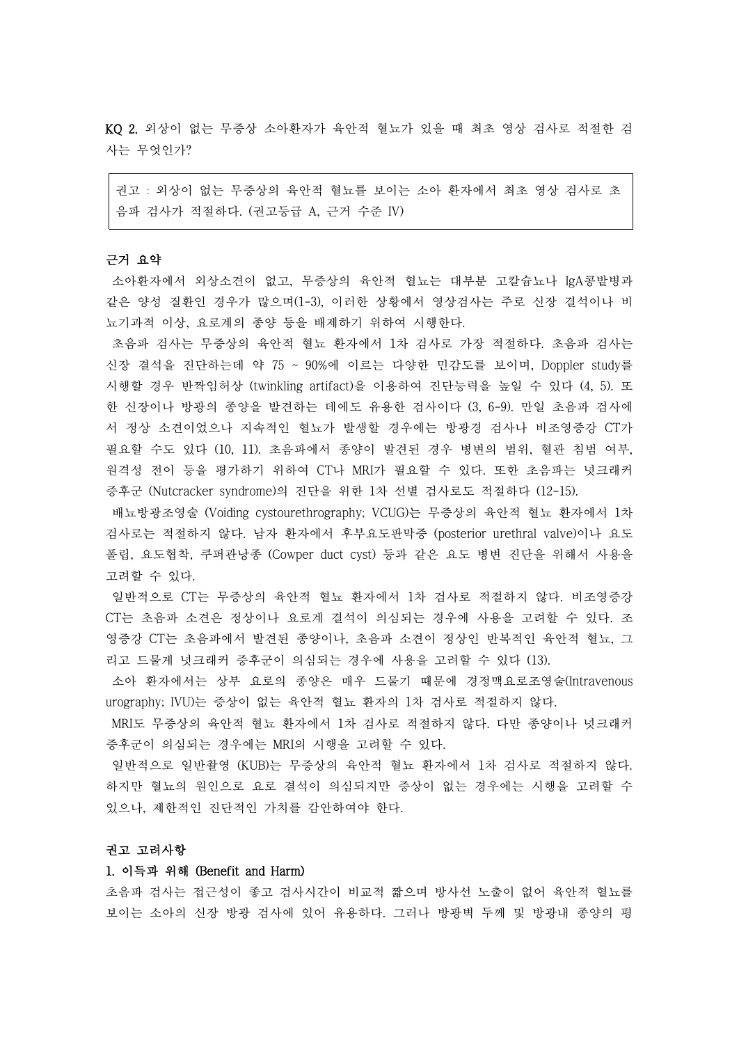**KQ 2.** 외상이 없는 무증상 소아환자가 육안적 혈뇨가 있을 때 최초 영상 검사로 적절한 검사는 무엇인가?

> 권고 : 외상이 없는 무증상의 육안적 혈뇨를 보이는 소아 환자에서 최초 영상 검사로 초음파 검사가 적절하다. (권고등급 A, 근거 수준 IV)

**근거 요약**

소아환자에서 외상소견이 없고, 무증상의 육안적 혈뇨는 대부분 고칼슘뇨나 IgA콩팥병과 같은 양성 질환인 경우가 많으며(1-3), 이러한 상황에서 영상검사는 주로 신장 결석이나 비뇨기과적 이상, 요로계의 종양 등을 배제하기 위하여 시행한다.

초음파 검사는 무증상의 육안적 혈뇨 환자에서 1차 검사로 가장 적절하다. 초음파 검사는 신장 결석을 진단하는데 약 75 ~ 90%에 이르는 다양한 민감도를 보이며, Doppler study를 시행할 경우 반짝임허상 (twinkling artifact)을 이용하여 진단능력을 높일 수 있다 (4, 5). 또한 신장이나 방광의 종양을 발견하는 데에도 유용한 검사이다 (3, 6-9). 만일 초음파 검사에서 정상 소견이었으나 지속적인 혈뇨가 발생할 경우에는 방광경 검사나 비조영증강 CT가 필요할 수도 있다 (10, 11). 초음파에서 종양이 발견된 경우 병변의 범위, 혈관 침범 여부, 원격성 전이 등을 평가하기 위하여 CT나 MRI가 필요할 수 있다. 또한 초음파는 넛크래커 증후군 (Nutcracker syndrome)의 진단을 위한 1차 선별 검사로도 적절하다 (12-15).

배뇨방광조영술 (Voiding cystourethrography; VCUG)는 무증상의 육안적 혈뇨 환자에서 1차 검사로는 적절하지 않다. 남자 환자에서 후부요도판막증 (posterior urethral valve)이나 요도 폴립, 요도협착, 쿠퍼관낭종 (Cowper duct cyst) 등과 같은 요도 병변 진단을 위해서 사용을 고려할 수 있다.

일반적으로 CT는 무증상의 육안적 혈뇨 환자에서 1차 검사로 적절하지 않다. 비조영증강 CT는 초음파 소견은 정상이나 요로계 결석이 의심되는 경우에 사용을 고려할 수 있다. 조영증강 CT는 초음파에서 발견된 종양이나, 초음파 소견이 정상인 반복적인 육안적 혈뇨, 그리고 드물게 넛크래커 증후군이 의심되는 경우에 사용을 고려할 수 있다 (13).

소아 환자에서는 상부 요로의 종양은 매우 드물기 때문에 경정맥요로조영술(Intravenous urography; IVU)는 증상이 없는 육안적 혈뇨 환자의 1차 검사로 적절하지 않다.

MRI도 무증상의 육안적 혈뇨 환자에서 1차 검사로 적절하지 않다. 다만 종양이나 넛크래커 증후군이 의심되는 경우에는 MRI의 시행을 고려할 수 있다.

일반적으로 일반촬영 (KUB)는 무증상의 육안적 혈뇨 환자에서 1차 검사로 적절하지 않다. 하지만 혈뇨의 원인으로 요로 결석이 의심되지만 증상이 없는 경우에는 시행을 고려할 수 있으나, 제한적인 진단적인 가치를 감안하여야 한다.

**권고 고려사항**

**1. 이득과 위해 (Benefit and Harm)**

초음파 검사는 접근성이 좋고 검사시간이 비교적 짧으며 방사선 노출이 없어 육안적 혈뇨를 보이는 소아의 신장 방광 검사에 있어 유용하다. 그러나 방광벽 두께 및 방광내 종양의 평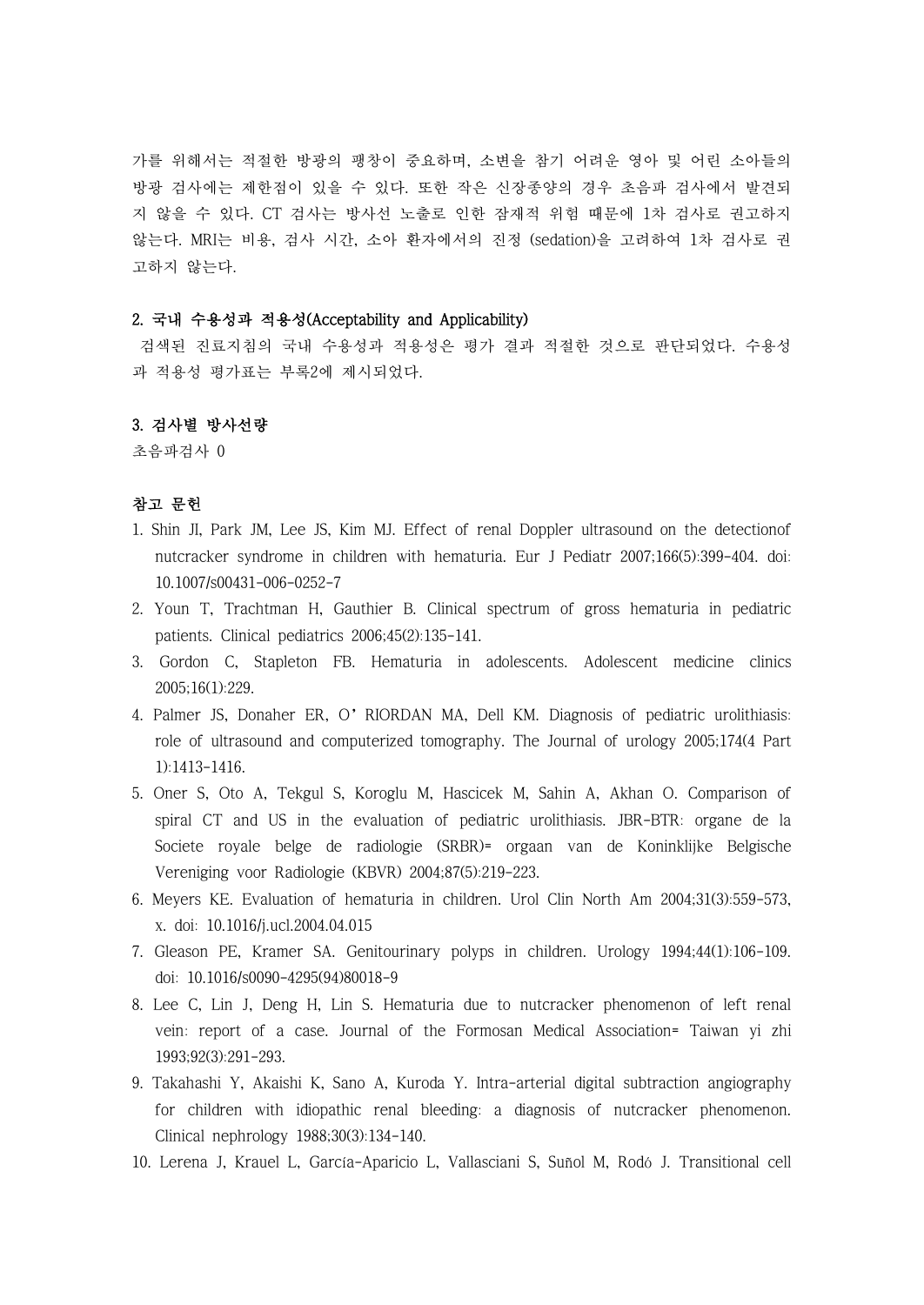가를 위해서는 적절한 방광의 팽창이 중요하며, 소변을 참기 어려운 영아 및 어린 소아들의 방광 검사에는 제한점이 있을 수 있다. 또한 작은 신장종양의 경우 초음파 검사에서 발견되지 않을 수 있다. CT 검사는 방사선 노출로 인한 잠재적 위험 때문에 1차 검사로 권고하지 않는다. MRI는 비용, 검사 시간, 소아 환자에서의 진정 (sedation)을 고려하여 1차 검사로 권고하지 않는다.

### 2. 국내 수용성과 적용성(Acceptability and Applicability)

검색된 진료지침의 국내 수용성과 적용성은 평가 결과 적절한 것으로 판단되었다. 수용성과 적용성 평가표는 부록2에 제시되었다.

### 3. 검사별 방사선량

초음파검사 0

### 참고 문헌

1. Shin JI, Park JM, Lee JS, Kim MJ. Effect of renal Doppler ultrasound on the detectionof nutcracker syndrome in children with hematuria. Eur J Pediatr 2007;166(5):399-404. doi: 10.1007/s00431-006-0252-7
2. Youn T, Trachtman H, Gauthier B. Clinical spectrum of gross hematuria in pediatric patients. Clinical pediatrics 2006;45(2):135-141.
3. Gordon C, Stapleton FB. Hematuria in adolescents. Adolescent medicine clinics 2005;16(1):229.
4. Palmer JS, Donaher ER, O'RIORDAN MA, Dell KM. Diagnosis of pediatric urolithiasis: role of ultrasound and computerized tomography. The Journal of urology 2005;174(4 Part 1):1413-1416.
5. Oner S, Oto A, Tekgul S, Koroglu M, Hascicek M, Sahin A, Akhan O. Comparison of spiral CT and US in the evaluation of pediatric urolithiasis. JBR-BTR: organe de la Societe royale belge de radiologie (SRBR)= orgaan van de Koninklijke Belgische Vereniging voor Radiologie (KBVR) 2004;87(5):219-223.
6. Meyers KE. Evaluation of hematuria in children. Urol Clin North Am 2004;31(3):559-573, x. doi: 10.1016/j.ucl.2004.04.015
7. Gleason PE, Kramer SA. Genitourinary polyps in children. Urology 1994;44(1):106-109. doi: 10.1016/s0090-4295(94)80018-9
8. Lee C, Lin J, Deng H, Lin S. Hematuria due to nutcracker phenomenon of left renal vein: report of a case. Journal of the Formosan Medical Association= Taiwan yi zhi 1993;92(3):291-293.
9. Takahashi Y, Akaishi K, Sano A, Kuroda Y. Intra-arterial digital subtraction angiography for children with idiopathic renal bleeding: a diagnosis of nutcracker phenomenon. Clinical nephrology 1988;30(3):134-140.
10. Lerena J, Krauel L, García-Aparicio L, Vallasciani S, Suñol M, Rodó J. Transitional cell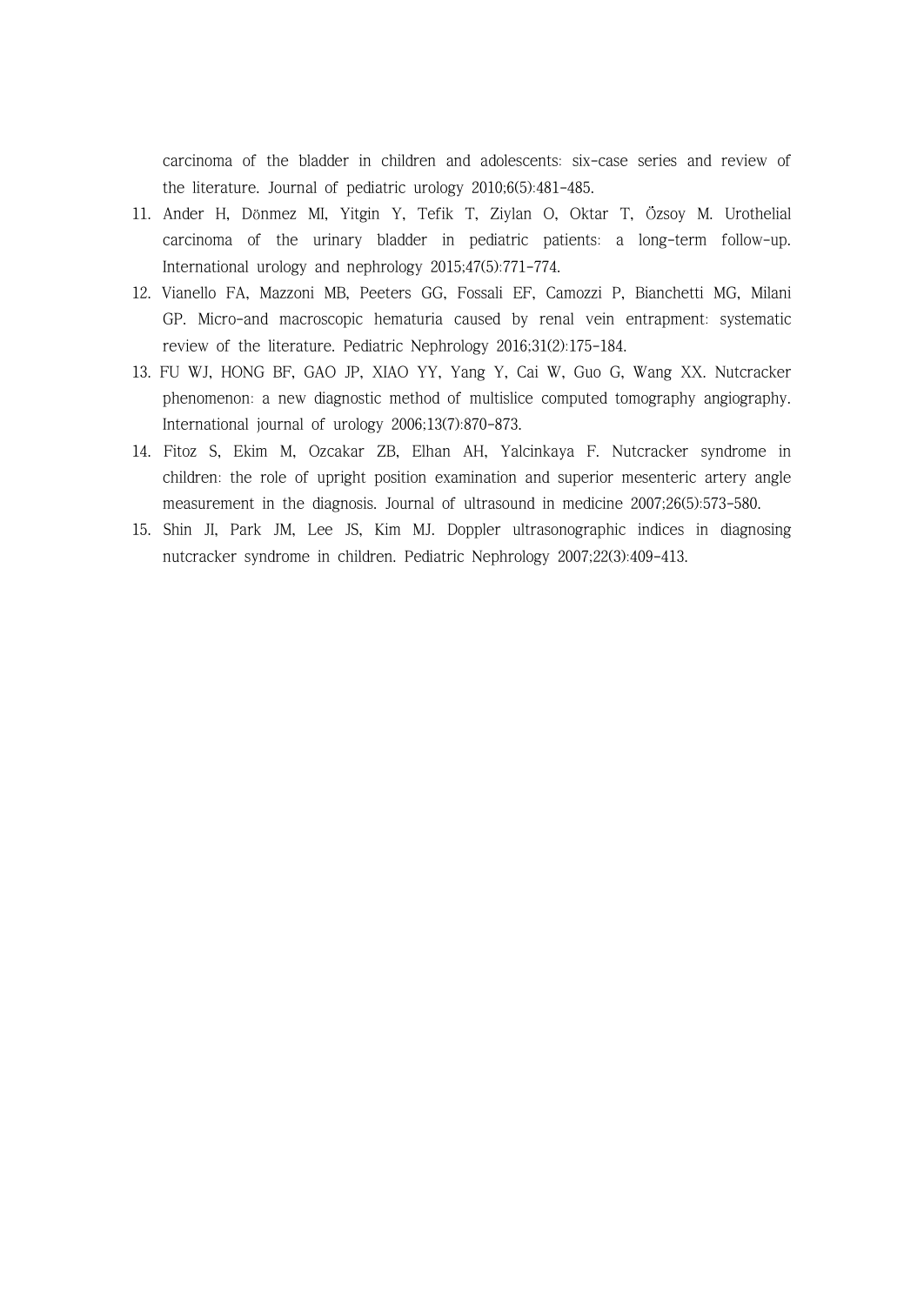carcinoma of the bladder in children and adolescents: six-case series and review of the literature. Journal of pediatric urology 2010;6(5):481-485.

11. Ander H, Dönmez MI, Yitgin Y, Tefik T, Ziylan O, Oktar T, Özsoy M. Urothelial carcinoma of the urinary bladder in pediatric patients: a long-term follow-up. International urology and nephrology 2015;47(5):771-774.
12. Vianello FA, Mazzoni MB, Peeters GG, Fossali EF, Camozzi P, Bianchetti MG, Milani GP. Micro-and macroscopic hematuria caused by renal vein entrapment: systematic review of the literature. Pediatric Nephrology 2016;31(2):175-184.
13. FU WJ, HONG BF, GAO JP, XIAO YY, Yang Y, Cai W, Guo G, Wang XX. Nutcracker phenomenon: a new diagnostic method of multislice computed tomography angiography. International journal of urology 2006;13(7):870-873.
14. Fitoz S, Ekim M, Ozcakar ZB, Elhan AH, Yalcinkaya F. Nutcracker syndrome in children: the role of upright position examination and superior mesenteric artery angle measurement in the diagnosis. Journal of ultrasound in medicine 2007;26(5):573-580.
15. Shin JI, Park JM, Lee JS, Kim MJ. Doppler ultrasonographic indices in diagnosing nutcracker syndrome in children. Pediatric Nephrology 2007;22(3):409-413.